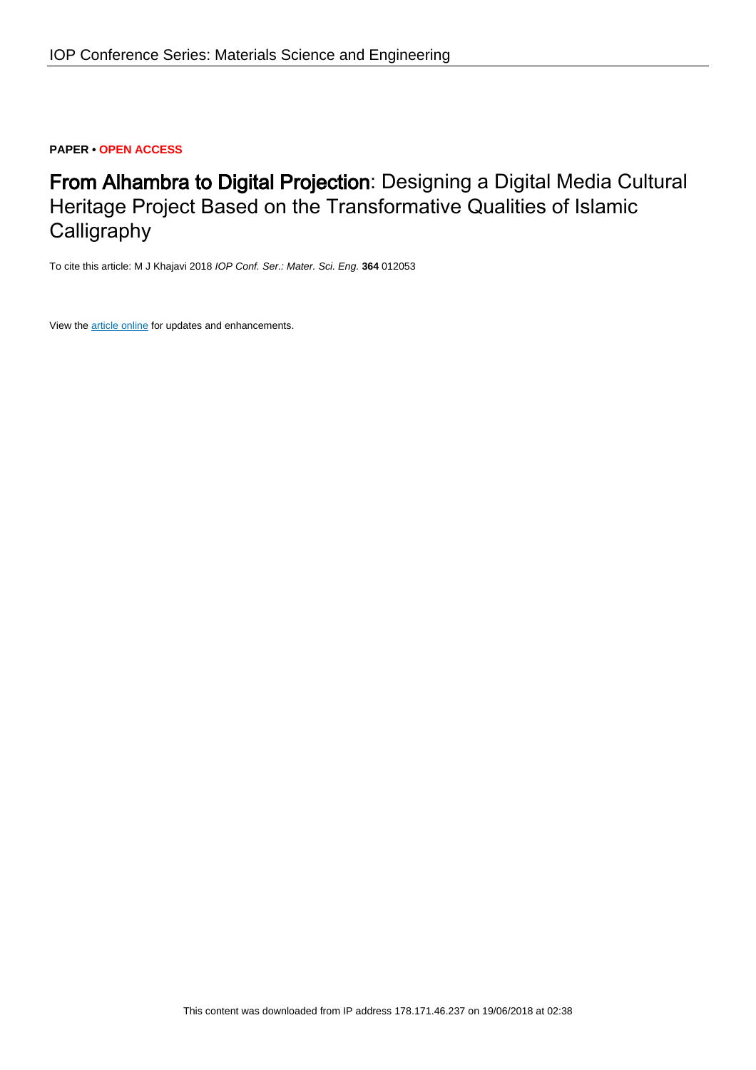**PAPER • OPEN ACCESS**

# From Alhambra to Digital Projection: Designing a Digital Media Cultural Heritage Project Based on the Transformative Qualities of Islamic Calligraphy

To cite this article: M J Khajavi 2018 *IOP Conf. Ser.: Mater. Sci. Eng.* **364** 012053

View the article online for updates and enhancements.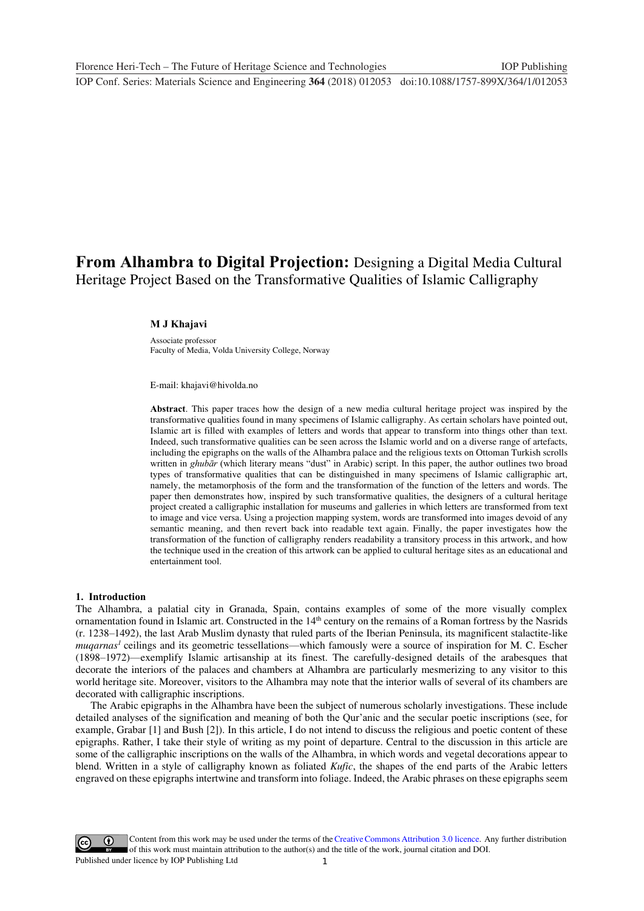# From Alhambra to Digital Projection: Designing a Digital Media Cultural Heritage Project Based on the Transformative Qualities of Islamic Calligraphy

**M J Khajavi**

Associate professor
Faculty of Media, Volda University College, Norway

E-mail: khajavi@hivolda.no

**Abstract**. This paper traces how the design of a new media cultural heritage project was inspired by the transformative qualities found in many specimens of Islamic calligraphy. As certain scholars have pointed out, Islamic art is filled with examples of letters and words that appear to transform into things other than text. Indeed, such transformative qualities can be seen across the Islamic world and on a diverse range of artefacts, including the epigraphs on the walls of the Alhambra palace and the religious texts on Ottoman Turkish scrolls written in *ghubār* (which literary means "dust" in Arabic) script. In this paper, the author outlines two broad types of transformative qualities that can be distinguished in many specimens of Islamic calligraphic art, namely, the metamorphosis of the form and the transformation of the function of the letters and words. The paper then demonstrates how, inspired by such transformative qualities, the designers of a cultural heritage project created a calligraphic installation for museums and galleries in which letters are transformed from text to image and vice versa. Using a projection mapping system, words are transformed into images devoid of any semantic meaning, and then revert back into readable text again. Finally, the paper investigates how the transformation of the function of calligraphy renders readability a transitory process in this artwork, and how the technique used in the creation of this artwork can be applied to cultural heritage sites as an educational and entertainment tool.

## 1. Introduction

The Alhambra, a palatial city in Granada, Spain, contains examples of some of the more visually complex ornamentation found in Islamic art. Constructed in the 14th century on the remains of a Roman fortress by the Nasrids (r. 1238–1492), the last Arab Muslim dynasty that ruled parts of the Iberian Peninsula, its magnificent stalactite-like *muqarnas*[1] ceilings and its geometric tessellations—which famously were a source of inspiration for M. C. Escher (1898–1972)—exemplify Islamic artisanship at its finest. The carefully-designed details of the arabesques that decorate the interiors of the palaces and chambers at Alhambra are particularly mesmerizing to any visitor to this world heritage site. Moreover, visitors to the Alhambra may note that the interior walls of several of its chambers are decorated with calligraphic inscriptions.

The Arabic epigraphs in the Alhambra have been the subject of numerous scholarly investigations. These include detailed analyses of the signification and meaning of both the Qur'anic and the secular poetic inscriptions (see, for example, Grabar [1] and Bush [2]). In this article, I do not intend to discuss the religious and poetic content of these epigraphs. Rather, I take their style of writing as my point of departure. Central to the discussion in this article are some of the calligraphic inscriptions on the walls of the Alhambra, in which words and vegetal decorations appear to blend. Written in a style of calligraphy known as foliated *Kufic*, the shapes of the end parts of the Arabic letters engraved on these epigraphs intertwine and transform into foliage. Indeed, the Arabic phrases on these epigraphs seem

Content from this work may be used under the terms of the Creative Commons Attribution 3.0 licence. Any further distribution of this work must maintain attribution to the author(s) and the title of the work, journal citation and DOI.
Published under licence by IOP Publishing Ltd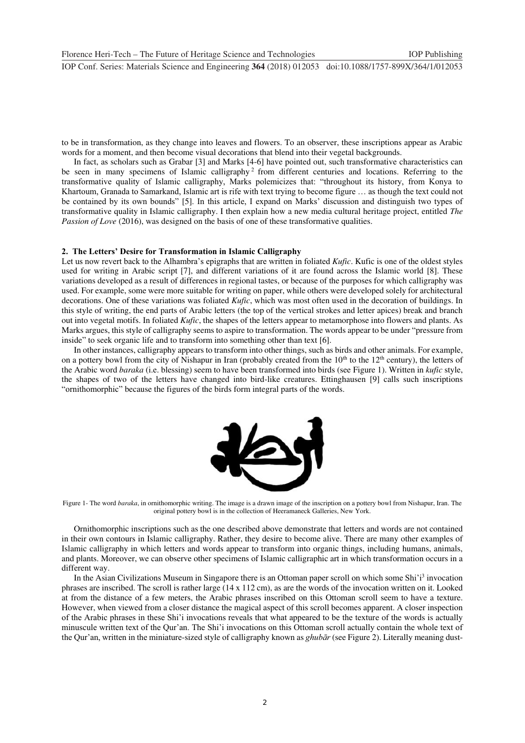to be in transformation, as they change into leaves and flowers. To an observer, these inscriptions appear as Arabic words for a moment, and then become visual decorations that blend into their vegetal backgrounds.

In fact, as scholars such as Grabar [3] and Marks [4-6] have pointed out, such transformative characteristics can be seen in many specimens of Islamic calligraphy [2] from different centuries and locations. Referring to the transformative quality of Islamic calligraphy, Marks polemicizes that: "throughout its history, from Konya to Khartoum, Granada to Samarkand, Islamic art is rife with text trying to become figure … as though the text could not be contained by its own bounds" [5]. In this article, I expand on Marks' discussion and distinguish two types of transformative quality in Islamic calligraphy. I then explain how a new media cultural heritage project, entitled *The Passion of Love* (2016), was designed on the basis of one of these transformative qualities.

## 2. The Letters' Desire for Transformation in Islamic Calligraphy

Let us now revert back to the Alhambra's epigraphs that are written in foliated *Kufic*. Kufic is one of the oldest styles used for writing in Arabic script [7], and different variations of it are found across the Islamic world [8]. These variations developed as a result of differences in regional tastes, or because of the purposes for which calligraphy was used. For example, some were more suitable for writing on paper, while others were developed solely for architectural decorations. One of these variations was foliated *Kufic*, which was most often used in the decoration of buildings. In this style of writing, the end parts of Arabic letters (the top of the vertical strokes and letter apices) break and branch out into vegetal motifs. In foliated *Kufic*, the shapes of the letters appear to metamorphose into flowers and plants. As Marks argues, this style of calligraphy seems to aspire to transformation. The words appear to be under "pressure from inside" to seek organic life and to transform into something other than text [6].

In other instances, calligraphy appears to transform into other things, such as birds and other animals. For example, on a pottery bowl from the city of Nishapur in Iran (probably created from the 10th to the 12th century), the letters of the Arabic word *baraka* (i.e. blessing) seem to have been transformed into birds (see Figure 1). Written in *kufic* style, the shapes of two of the letters have changed into bird-like creatures. Ettinghausen [9] calls such inscriptions "ornithomorphic" because the figures of the birds form integral parts of the words.

Figure 1- The word *baraka*, in ornithomorphic writing. The image is a drawn image of the inscription on a pottery bowl from Nishapur, Iran. The original pottery bowl is in the collection of Heeramaneck Galleries, New York.

Ornithomorphic inscriptions such as the one described above demonstrate that letters and words are not contained in their own contours in Islamic calligraphy. Rather, they desire to become alive. There are many other examples of Islamic calligraphy in which letters and words appear to transform into organic things, including humans, animals, and plants. Moreover, we can observe other specimens of Islamic calligraphic art in which transformation occurs in a different way.

In the Asian Civilizations Museum in Singapore there is an Ottoman paper scroll on which some Shi'i[3] invocation phrases are inscribed. The scroll is rather large (14 x 112 cm), as are the words of the invocation written on it. Looked at from the distance of a few meters, the Arabic phrases inscribed on this Ottoman scroll seem to have a texture. However, when viewed from a closer distance the magical aspect of this scroll becomes apparent. A closer inspection of the Arabic phrases in these Shi'i invocations reveals that what appeared to be the texture of the words is actually minuscule written text of the Qur'an. The Shi'i invocations on this Ottoman scroll actually contain the whole text of the Qur'an, written in the miniature-sized style of calligraphy known as *ghubār* (see Figure 2). Literally meaning dust-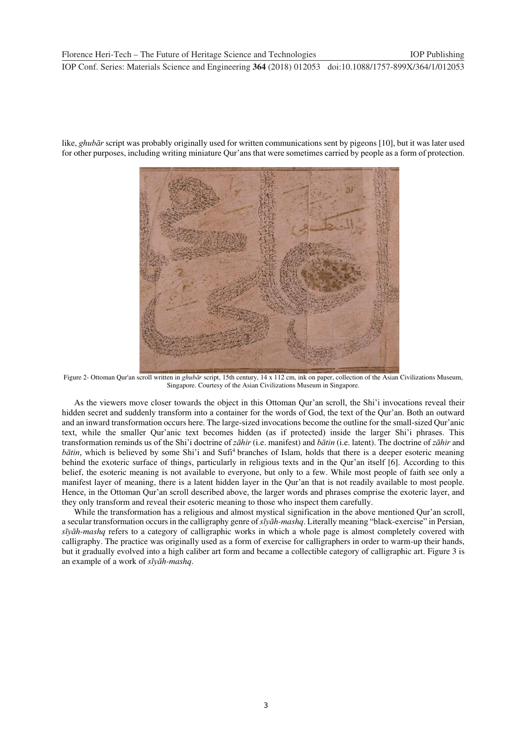like, *ghubār* script was probably originally used for written communications sent by pigeons [10], but it was later used for other purposes, including writing miniature Qur'ans that were sometimes carried by people as a form of protection.

Figure 2- Ottoman Qur'an scroll written in *ghubār* script, 15th century, 14 x 112 cm, ink on paper, collection of the Asian Civilizations Museum, Singapore. Courtesy of the Asian Civilizations Museum in Singapore.

As the viewers move closer towards the object in this Ottoman Qur'an scroll, the Shi'i invocations reveal their hidden secret and suddenly transform into a container for the words of God, the text of the Qur'an. Both an outward and an inward transformation occurs here. The large-sized invocations become the outline for the small-sized Qur'anic text, while the smaller Qur'anic text becomes hidden (as if protected) inside the larger Shi'i phrases. This transformation reminds us of the Shi'i doctrine of *zāhir* (i.e. manifest) and *bātin* (i.e. latent). The doctrine of *zāhir* and *bātin*, which is believed by some Shi'i and Sufi[4] branches of Islam, holds that there is a deeper esoteric meaning behind the exoteric surface of things, particularly in religious texts and in the Qur'an itself [6]. According to this belief, the esoteric meaning is not available to everyone, but only to a few. While most people of faith see only a manifest layer of meaning, there is a latent hidden layer in the Qur'an that is not readily available to most people. Hence, in the Ottoman Qur'an scroll described above, the larger words and phrases comprise the exoteric layer, and they only transform and reveal their esoteric meaning to those who inspect them carefully.

While the transformation has a religious and almost mystical signification in the above mentioned Qur'an scroll, a secular transformation occurs in the calligraphy genre of *sīyāh-mashq*. Literally meaning "black-exercise" in Persian, *sīyāh-mashq* refers to a category of calligraphic works in which a whole page is almost completely covered with calligraphy. The practice was originally used as a form of exercise for calligraphers in order to warm-up their hands, but it gradually evolved into a high caliber art form and became a collectible category of calligraphic art. Figure 3 is an example of a work of *sīyāh-mashq*.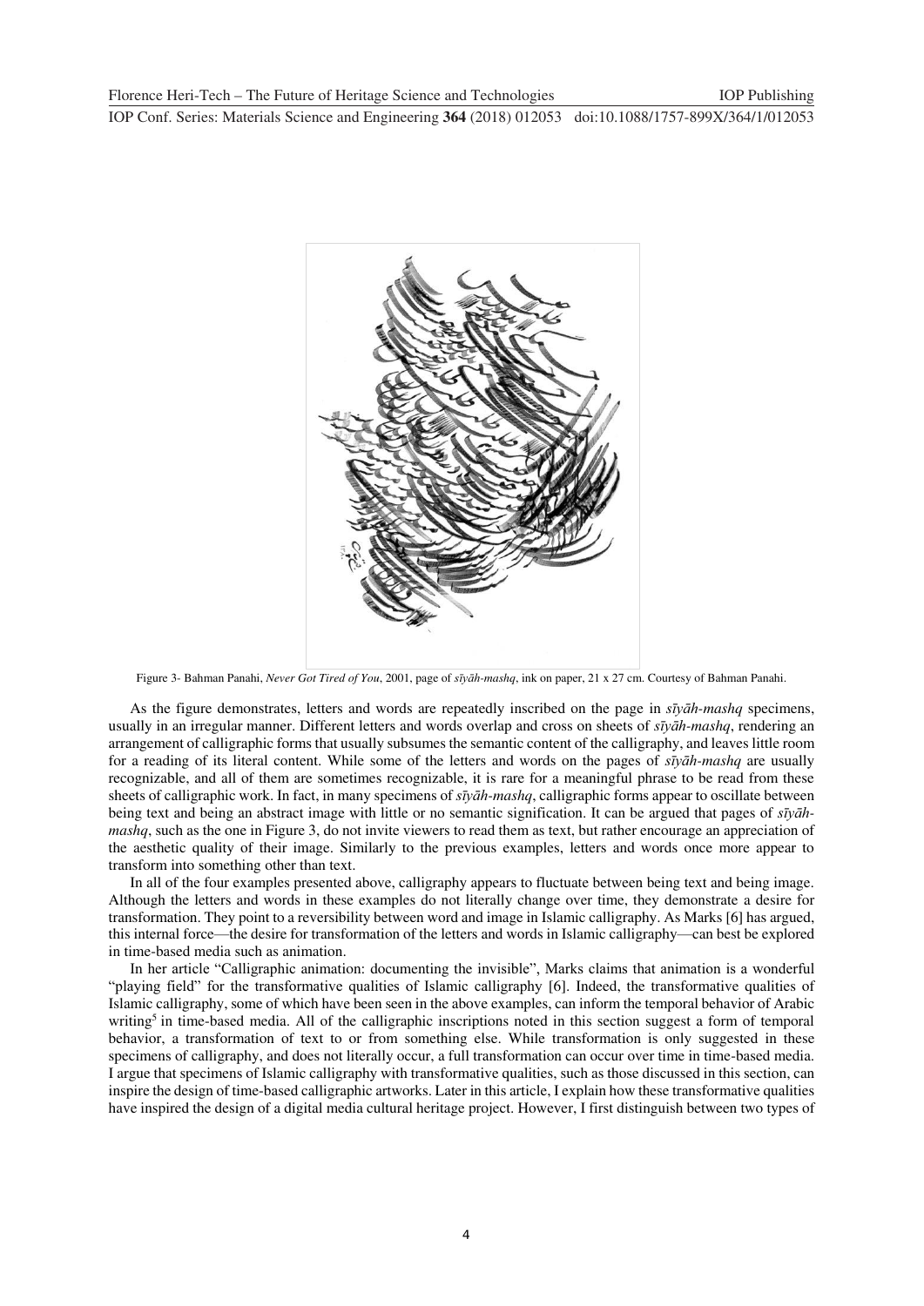Figure 3- Bahman Panahi, *Never Got Tired of You*, 2001, page of *sīyāh-mashq*, ink on paper, 21 x 27 cm. Courtesy of Bahman Panahi.

As the figure demonstrates, letters and words are repeatedly inscribed on the page in *sīyāh-mashq* specimens, usually in an irregular manner. Different letters and words overlap and cross on sheets of *sīyāh-mashq*, rendering an arrangement of calligraphic forms that usually subsumes the semantic content of the calligraphy, and leaves little room for a reading of its literal content. While some of the letters and words on the pages of *sīyāh-mashq* are usually recognizable, and all of them are sometimes recognizable, it is rare for a meaningful phrase to be read from these sheets of calligraphic work. In fact, in many specimens of *sīyāh-mashq*, calligraphic forms appear to oscillate between being text and being an abstract image with little or no semantic signification. It can be argued that pages of *sīyāh-mashq*, such as the one in Figure 3, do not invite viewers to read them as text, but rather encourage an appreciation of the aesthetic quality of their image. Similarly to the previous examples, letters and words once more appear to transform into something other than text.

In all of the four examples presented above, calligraphy appears to fluctuate between being text and being image. Although the letters and words in these examples do not literally change over time, they demonstrate a desire for transformation. They point to a reversibility between word and image in Islamic calligraphy. As Marks [6] has argued, this internal force—the desire for transformation of the letters and words in Islamic calligraphy—can best be explored in time-based media such as animation.

In her article "Calligraphic animation: documenting the invisible", Marks claims that animation is a wonderful "playing field" for the transformative qualities of Islamic calligraphy [6]. Indeed, the transformative qualities of Islamic calligraphy, some of which have been seen in the above examples, can inform the temporal behavior of Arabic writing[5] in time-based media. All of the calligraphic inscriptions noted in this section suggest a form of temporal behavior, a transformation of text to or from something else. While transformation is only suggested in these specimens of calligraphy, and does not literally occur, a full transformation can occur over time in time-based media. I argue that specimens of Islamic calligraphy with transformative qualities, such as those discussed in this section, can inspire the design of time-based calligraphic artworks. Later in this article, I explain how these transformative qualities have inspired the design of a digital media cultural heritage project. However, I first distinguish between two types of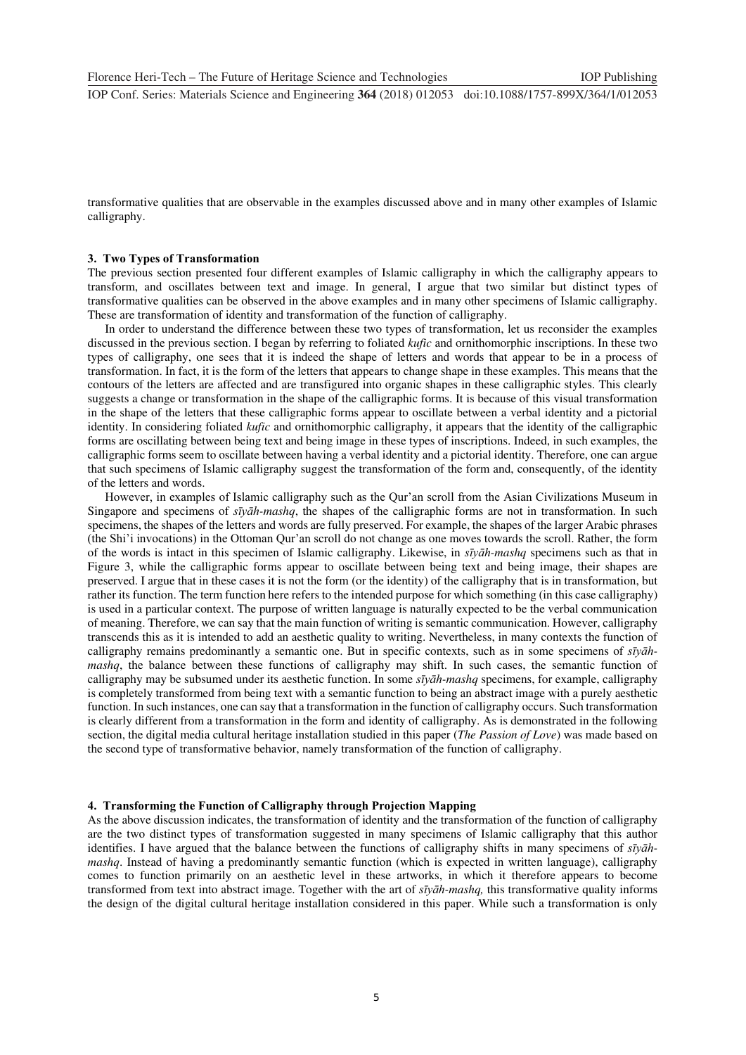transformative qualities that are observable in the examples discussed above and in many other examples of Islamic calligraphy.

## 3. Two Types of Transformation

The previous section presented four different examples of Islamic calligraphy in which the calligraphy appears to transform, and oscillates between text and image. In general, I argue that two similar but distinct types of transformative qualities can be observed in the above examples and in many other specimens of Islamic calligraphy. These are transformation of identity and transformation of the function of calligraphy.

In order to understand the difference between these two types of transformation, let us reconsider the examples discussed in the previous section. I began by referring to foliated *kufic* and ornithomorphic inscriptions. In these two types of calligraphy, one sees that it is indeed the shape of letters and words that appear to be in a process of transformation. In fact, it is the form of the letters that appears to change shape in these examples. This means that the contours of the letters are affected and are transfigured into organic shapes in these calligraphic styles. This clearly suggests a change or transformation in the shape of the calligraphic forms. It is because of this visual transformation in the shape of the letters that these calligraphic forms appear to oscillate between a verbal identity and a pictorial identity. In considering foliated *kufic* and ornithomorphic calligraphy, it appears that the identity of the calligraphic forms are oscillating between being text and being image in these types of inscriptions. Indeed, in such examples, the calligraphic forms seem to oscillate between having a verbal identity and a pictorial identity. Therefore, one can argue that such specimens of Islamic calligraphy suggest the transformation of the form and, consequently, of the identity of the letters and words.

However, in examples of Islamic calligraphy such as the Qur'an scroll from the Asian Civilizations Museum in Singapore and specimens of *sīyāh-mashq*, the shapes of the calligraphic forms are not in transformation. In such specimens, the shapes of the letters and words are fully preserved. For example, the shapes of the larger Arabic phrases (the Shi'i invocations) in the Ottoman Qur'an scroll do not change as one moves towards the scroll. Rather, the form of the words is intact in this specimen of Islamic calligraphy. Likewise, in *sīyāh-mashq* specimens such as that in Figure 3, while the calligraphic forms appear to oscillate between being text and being image, their shapes are preserved. I argue that in these cases it is not the form (or the identity) of the calligraphy that is in transformation, but rather its function. The term function here refers to the intended purpose for which something (in this case calligraphy) is used in a particular context. The purpose of written language is naturally expected to be the verbal communication of meaning. Therefore, we can say that the main function of writing is semantic communication. However, calligraphy transcends this as it is intended to add an aesthetic quality to writing. Nevertheless, in many contexts the function of calligraphy remains predominantly a semantic one. But in specific contexts, such as in some specimens of *sīyāh-mashq*, the balance between these functions of calligraphy may shift. In such cases, the semantic function of calligraphy may be subsumed under its aesthetic function. In some *sīyāh-mashq* specimens, for example, calligraphy is completely transformed from being text with a semantic function to being an abstract image with a purely aesthetic function. In such instances, one can say that a transformation in the function of calligraphy occurs. Such transformation is clearly different from a transformation in the form and identity of calligraphy. As is demonstrated in the following section, the digital media cultural heritage installation studied in this paper (*The Passion of Love*) was made based on the second type of transformative behavior, namely transformation of the function of calligraphy.

## 4. Transforming the Function of Calligraphy through Projection Mapping

As the above discussion indicates, the transformation of identity and the transformation of the function of calligraphy are the two distinct types of transformation suggested in many specimens of Islamic calligraphy that this author identifies. I have argued that the balance between the functions of calligraphy shifts in many specimens of *sīyāh-mashq*. Instead of having a predominantly semantic function (which is expected in written language), calligraphy comes to function primarily on an aesthetic level in these artworks, in which it therefore appears to become transformed from text into abstract image. Together with the art of *sīyāh-mashq,* this transformative quality informs the design of the digital cultural heritage installation considered in this paper. While such a transformation is only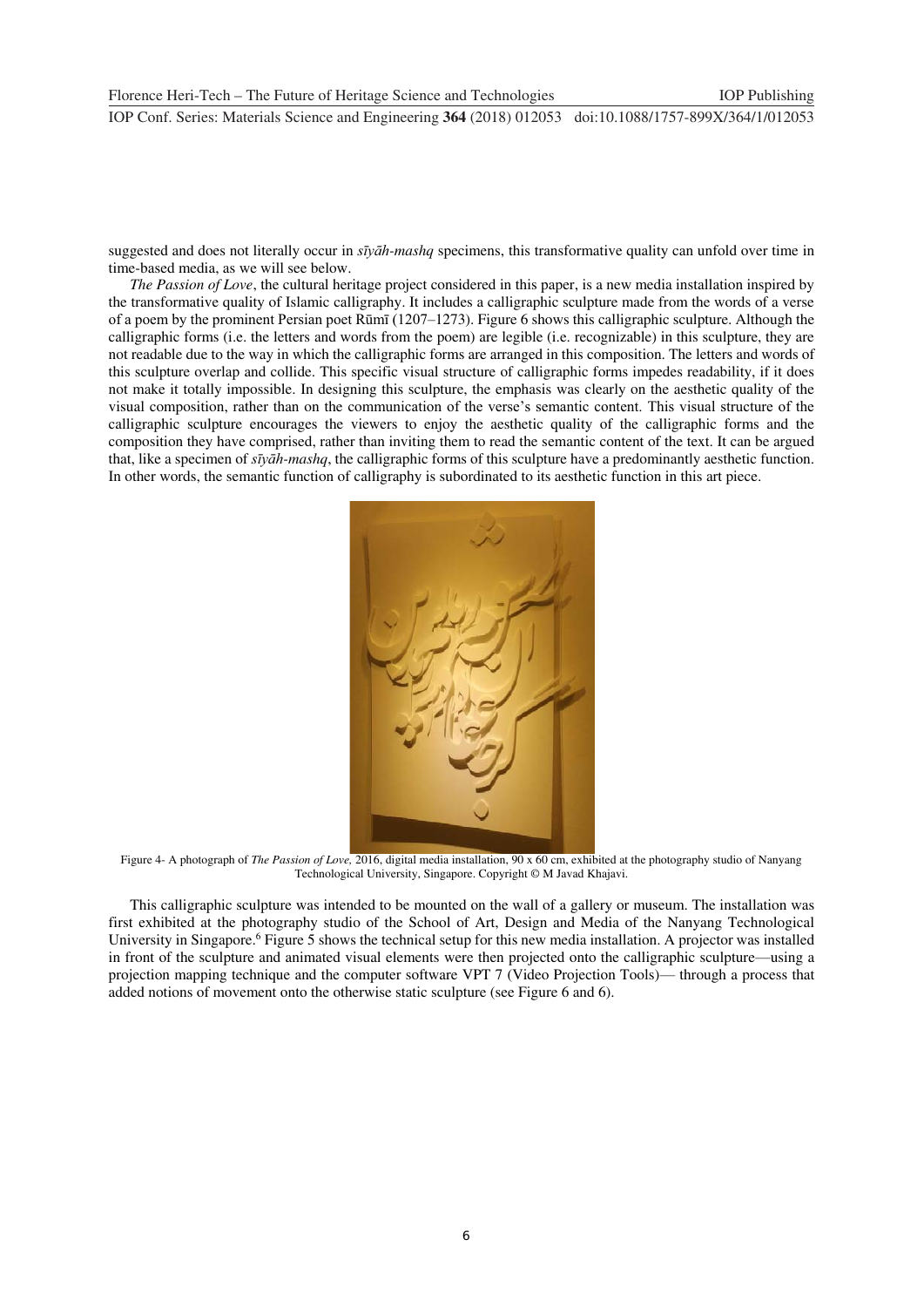suggested and does not literally occur in *sīyāh-mashq* specimens, this transformative quality can unfold over time in time-based media, as we will see below.

*The Passion of Love*, the cultural heritage project considered in this paper, is a new media installation inspired by the transformative quality of Islamic calligraphy. It includes a calligraphic sculpture made from the words of a verse of a poem by the prominent Persian poet Rūmī (1207–1273). Figure 6 shows this calligraphic sculpture. Although the calligraphic forms (i.e. the letters and words from the poem) are legible (i.e. recognizable) in this sculpture, they are not readable due to the way in which the calligraphic forms are arranged in this composition. The letters and words of this sculpture overlap and collide. This specific visual structure of calligraphic forms impedes readability, if it does not make it totally impossible. In designing this sculpture, the emphasis was clearly on the aesthetic quality of the visual composition, rather than on the communication of the verse's semantic content. This visual structure of the calligraphic sculpture encourages the viewers to enjoy the aesthetic quality of the calligraphic forms and the composition they have comprised, rather than inviting them to read the semantic content of the text. It can be argued that, like a specimen of *sīyāh-mashq*, the calligraphic forms of this sculpture have a predominantly aesthetic function. In other words, the semantic function of calligraphy is subordinated to its aesthetic function in this art piece.

Figure 4- A photograph of *The Passion of Love,* 2016, digital media installation, 90 x 60 cm, exhibited at the photography studio of Nanyang Technological University, Singapore. Copyright © M Javad Khajavi.

This calligraphic sculpture was intended to be mounted on the wall of a gallery or museum. The installation was first exhibited at the photography studio of the School of Art, Design and Media of the Nanyang Technological University in Singapore.[6] Figure 5 shows the technical setup for this new media installation. A projector was installed in front of the sculpture and animated visual elements were then projected onto the calligraphic sculpture—using a projection mapping technique and the computer software VPT 7 (Video Projection Tools)— through a process that added notions of movement onto the otherwise static sculpture (see Figure 6 and 6).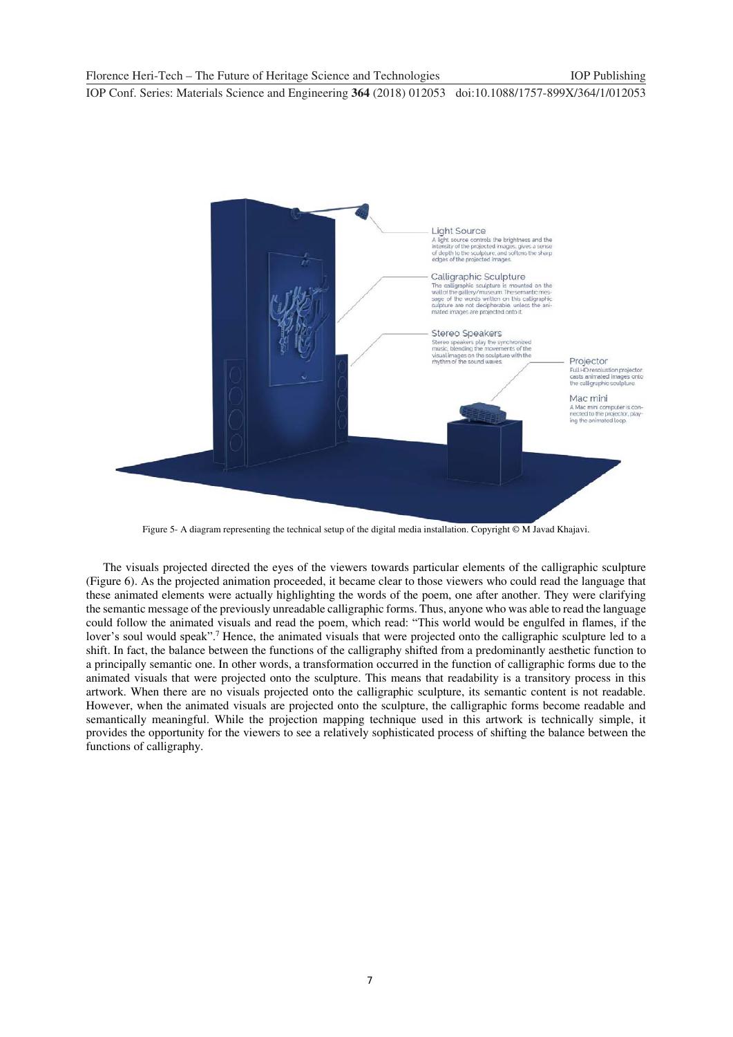Figure 5- A diagram representing the technical setup of the digital media installation. Copyright © M Javad Khajavi.

The visuals projected directed the eyes of the viewers towards particular elements of the calligraphic sculpture (Figure 6). As the projected animation proceeded, it became clear to those viewers who could read the language that these animated elements were actually highlighting the words of the poem, one after another. They were clarifying the semantic message of the previously unreadable calligraphic forms. Thus, anyone who was able to read the language could follow the animated visuals and read the poem, which read: "This world would be engulfed in flames, if the lover's soul would speak".[7] Hence, the animated visuals that were projected onto the calligraphic sculpture led to a shift. In fact, the balance between the functions of the calligraphy shifted from a predominantly aesthetic function to a principally semantic one. In other words, a transformation occurred in the function of calligraphic forms due to the animated visuals that were projected onto the sculpture. This means that readability is a transitory process in this artwork. When there are no visuals projected onto the calligraphic sculpture, its semantic content is not readable. However, when the animated visuals are projected onto the sculpture, the calligraphic forms become readable and semantically meaningful. While the projection mapping technique used in this artwork is technically simple, it provides the opportunity for the viewers to see a relatively sophisticated process of shifting the balance between the functions of calligraphy.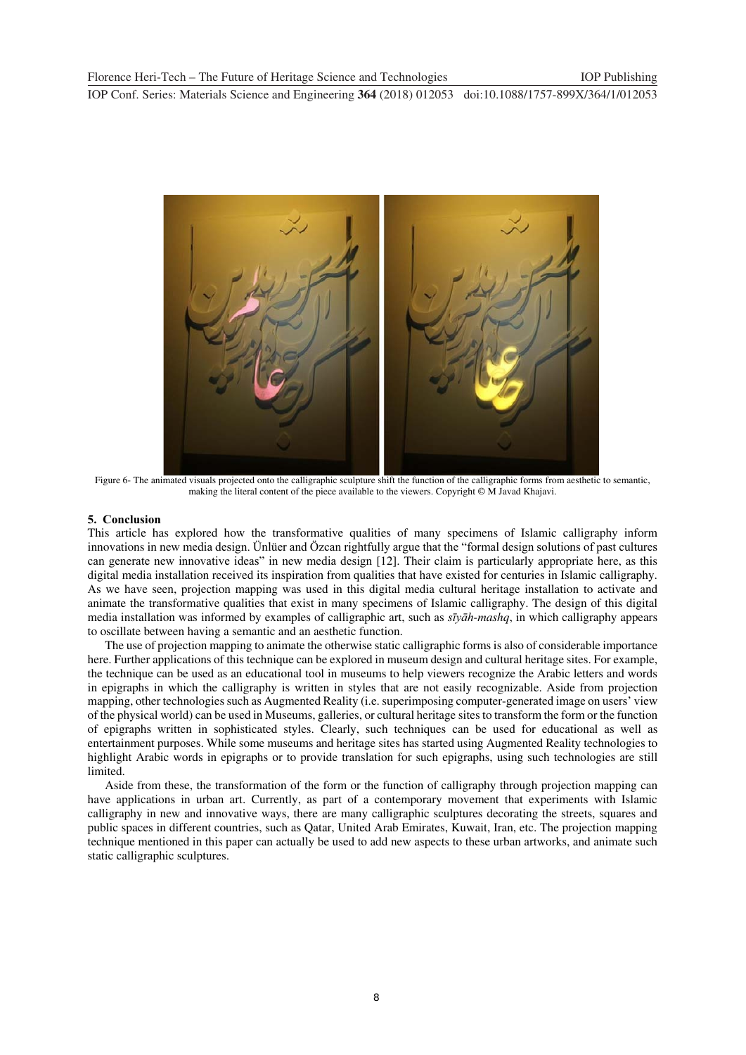Figure 6- The animated visuals projected onto the calligraphic sculpture shift the function of the calligraphic forms from aesthetic to semantic, making the literal content of the piece available to the viewers. Copyright © M Javad Khajavi.

## 5. Conclusion

This article has explored how the transformative qualities of many specimens of Islamic calligraphy inform innovations in new media design. Ünlüer and Özcan rightfully argue that the "formal design solutions of past cultures can generate new innovative ideas" in new media design [12]. Their claim is particularly appropriate here, as this digital media installation received its inspiration from qualities that have existed for centuries in Islamic calligraphy. As we have seen, projection mapping was used in this digital media cultural heritage installation to activate and animate the transformative qualities that exist in many specimens of Islamic calligraphy. The design of this digital media installation was informed by examples of calligraphic art, such as *sīyāh-mashq*, in which calligraphy appears to oscillate between having a semantic and an aesthetic function.

The use of projection mapping to animate the otherwise static calligraphic forms is also of considerable importance here. Further applications of this technique can be explored in museum design and cultural heritage sites. For example, the technique can be used as an educational tool in museums to help viewers recognize the Arabic letters and words in epigraphs in which the calligraphy is written in styles that are not easily recognizable. Aside from projection mapping, other technologies such as Augmented Reality (i.e. superimposing computer-generated image on users' view of the physical world) can be used in Museums, galleries, or cultural heritage sites to transform the form or the function of epigraphs written in sophisticated styles. Clearly, such techniques can be used for educational as well as entertainment purposes. While some museums and heritage sites has started using Augmented Reality technologies to highlight Arabic words in epigraphs or to provide translation for such epigraphs, using such technologies are still limited.

Aside from these, the transformation of the form or the function of calligraphy through projection mapping can have applications in urban art. Currently, as part of a contemporary movement that experiments with Islamic calligraphy in new and innovative ways, there are many calligraphic sculptures decorating the streets, squares and public spaces in different countries, such as Qatar, United Arab Emirates, Kuwait, Iran, etc. The projection mapping technique mentioned in this paper can actually be used to add new aspects to these urban artworks, and animate such static calligraphic sculptures.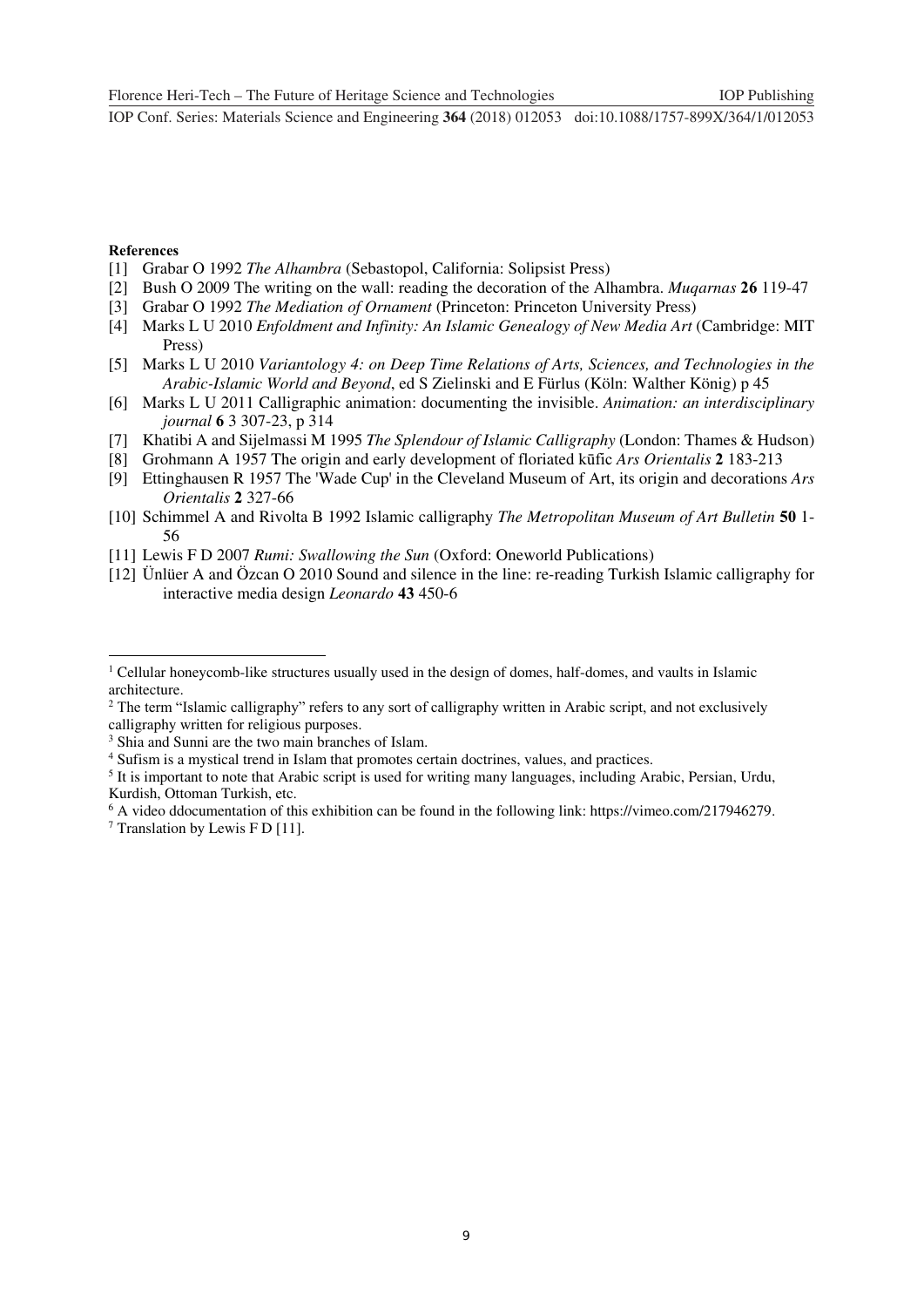**References**

[1] Grabar O 1992 *The Alhambra* (Sebastopol, California: Solipsist Press)

[2] Bush O 2009 The writing on the wall: reading the decoration of the Alhambra. *Muqarnas* **26** 119-47

[3] Grabar O 1992 *The Mediation of Ornament* (Princeton: Princeton University Press)

[4] Marks L U 2010 *Enfoldment and Infinity: An Islamic Genealogy of New Media Art* (Cambridge: MIT Press)

[5] Marks L U 2010 *Variantology 4: on Deep Time Relations of Arts, Sciences, and Technologies in the Arabic-Islamic World and Beyond*, ed S Zielinski and E Fürlus (Köln: Walther König) p 45

[6] Marks L U 2011 Calligraphic animation: documenting the invisible. *Animation: an interdisciplinary journal* **6** 3 307-23, p 314

[7] Khatibi A and Sijelmassi M 1995 *The Splendour of Islamic Calligraphy* (London: Thames & Hudson)

[8] Grohmann A 1957 The origin and early development of floriated kūfic *Ars Orientalis* **2** 183-213

[9] Ettinghausen R 1957 The 'Wade Cup' in the Cleveland Museum of Art, its origin and decorations *Ars Orientalis* **2** 327-66

[10] Schimmel A and Rivolta B 1992 Islamic calligraphy *The Metropolitan Museum of Art Bulletin* **50** 1-56

[11] Lewis F D 2007 *Rumi: Swallowing the Sun* (Oxford: Oneworld Publications)

[12] Ünlüer A and Özcan O 2010 Sound and silence in the line: re-reading Turkish Islamic calligraphy for interactive media design *Leonardo* **43** 450-6

---

[1] Cellular honeycomb-like structures usually used in the design of domes, half-domes, and vaults in Islamic architecture.

[2] The term "Islamic calligraphy" refers to any sort of calligraphy written in Arabic script, and not exclusively calligraphy written for religious purposes.

[3] Shia and Sunni are the two main branches of Islam.

[4] Sufism is a mystical trend in Islam that promotes certain doctrines, values, and practices.

[5] It is important to note that Arabic script is used for writing many languages, including Arabic, Persian, Urdu, Kurdish, Ottoman Turkish, etc.

[6] A video ddocumentation of this exhibition can be found in the following link: https://vimeo.com/217946279.

[7] Translation by Lewis F D [11].